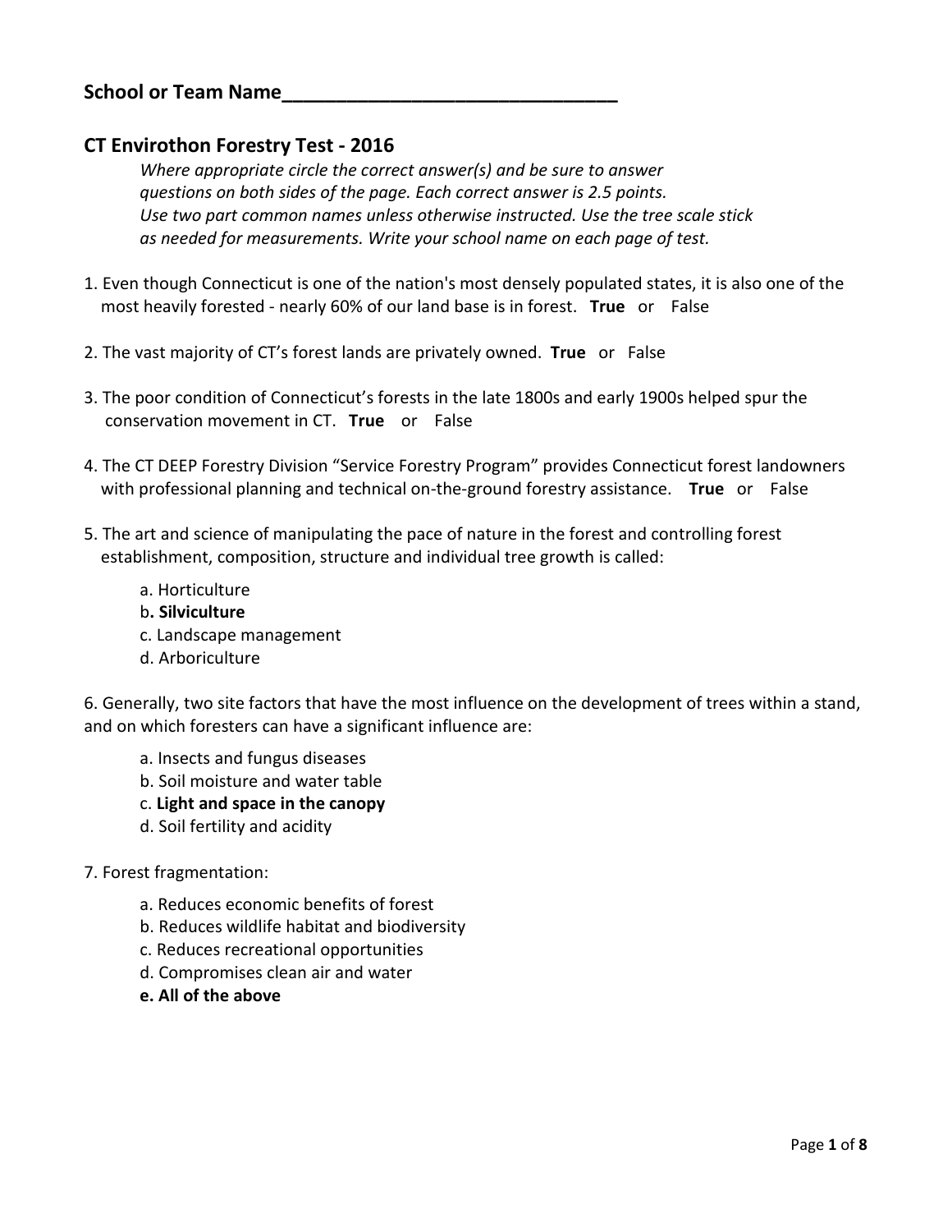**School or Team Name_______________________________**

## CT Envirothon Forestry Test - 2016

*Where appropriate circle the correct answer(s) and be sure to answer questions on both sides of the page. Each correct answer is 2.5 points. Use two part common names unless otherwise instructed. Use the tree scale stick as needed for measurements. Write your school name on each page of test.*

1. Even though Connecticut is one of the nation's most densely populated states, it is also one of the most heavily forested - nearly 60% of our land base is in forest. **True** or False

2. The vast majority of CT's forest lands are privately owned. **True** or False

3. The poor condition of Connecticut's forests in the late 1800s and early 1900s helped spur the conservation movement in CT. **True** or False

4. The CT DEEP Forestry Division "Service Forestry Program" provides Connecticut forest landowners with professional planning and technical on-the-ground forestry assistance. **True** or False

5. The art and science of manipulating the pace of nature in the forest and controlling forest establishment, composition, structure and individual tree growth is called:

   a. Horticulture
   b**. Silviculture**
   c. Landscape management
   d. Arboriculture

6. Generally, two site factors that have the most influence on the development of trees within a stand, and on which foresters can have a significant influence are:

   a. Insects and fungus diseases
   b. Soil moisture and water table
   c. **Light and space in the canopy**
   d. Soil fertility and acidity

7. Forest fragmentation:

   a. Reduces economic benefits of forest
   b. Reduces wildlife habitat and biodiversity
   c. Reduces recreational opportunities
   d. Compromises clean air and water
   **e. All of the above**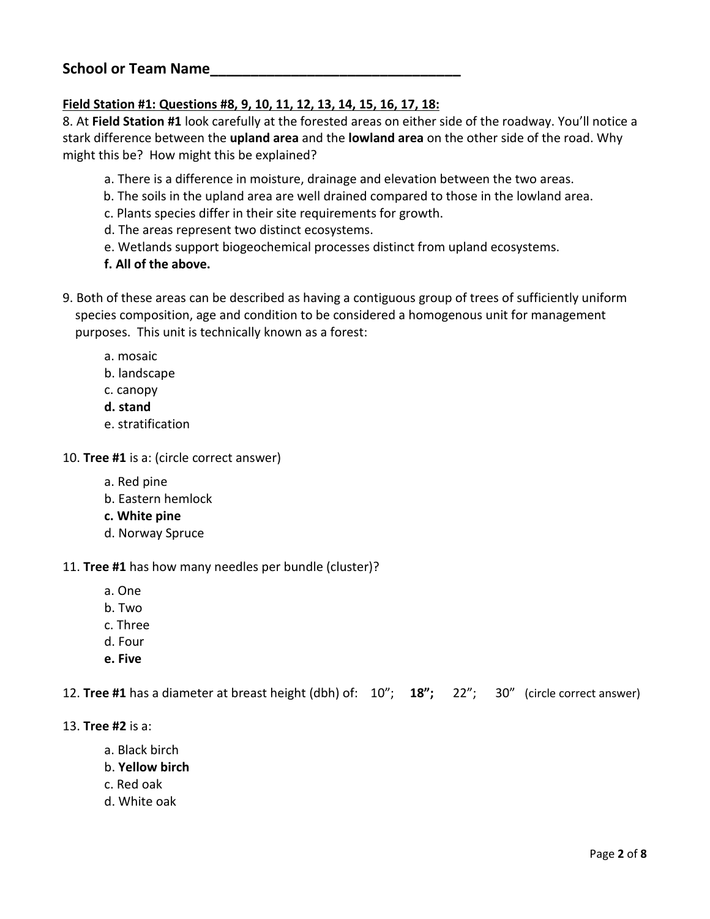## School or Team Name_______________________________

**Field Station #1: Questions #8, 9, 10, 11, 12, 13, 14, 15, 16, 17, 18:**

8. At **Field Station #1** look carefully at the forested areas on either side of the roadway. You'll notice a stark difference between the **upland area** and the **lowland area** on the other side of the road. Why might this be? How might this be explained?

   a. There is a difference in moisture, drainage and elevation between the two areas.
   b. The soils in the upland area are well drained compared to those in the lowland area.
   c. Plants species differ in their site requirements for growth.
   d. The areas represent two distinct ecosystems.
   e. Wetlands support biogeochemical processes distinct from upland ecosystems.
   **f. All of the above.**

9. Both of these areas can be described as having a contiguous group of trees of sufficiently uniform species composition, age and condition to be considered a homogenous unit for management purposes. This unit is technically known as a forest:

   a. mosaic
   b. landscape
   c. canopy
   **d. stand**
   e. stratification

10. **Tree #1** is a: (circle correct answer)

   a. Red pine
   b. Eastern hemlock
   **c. White pine**
   d. Norway Spruce

11. **Tree #1** has how many needles per bundle (cluster)?

   a. One
   b. Two
   c. Three
   d. Four
   **e. Five**

12. **Tree #1** has a diameter at breast height (dbh) of: 10"; **18";** 22"; 30" (circle correct answer)

13. **Tree #2** is a:

   a. Black birch
   b. **Yellow birch**
   c. Red oak
   d. White oak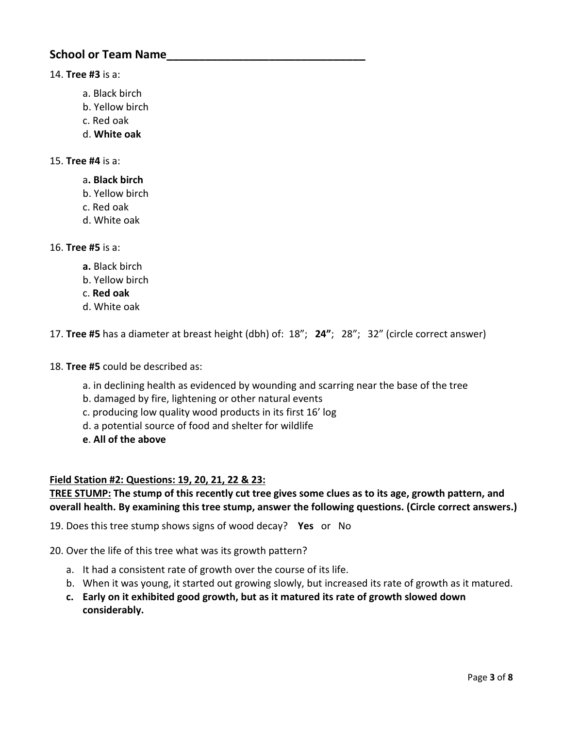## School or Team Name________________________________

14. **Tree #3** is a:

    a. Black birch
    b. Yellow birch
    c. Red oak
    d. **White oak**

15. **Tree #4** is a:

    a**. Black birch**
    b. Yellow birch
    c. Red oak
    d. White oak

16. **Tree #5** is a:

    **a.** Black birch
    b. Yellow birch
    c. **Red oak**
    d. White oak

17. **Tree #5** has a diameter at breast height (dbh) of: 18"; **24"**; 28"; 32" (circle correct answer)

18. **Tree #5** could be described as:

    a. in declining health as evidenced by wounding and scarring near the base of the tree
    b. damaged by fire, lightening or other natural events
    c. producing low quality wood products in its first 16' log
    d. a potential source of food and shelter for wildlife
    **e**. **All of the above**

**Field Station #2: Questions: 19, 20, 21, 22 & 23:**

**TREE STUMP: The stump of this recently cut tree gives some clues as to its age, growth pattern, and overall health. By examining this tree stump, answer the following questions. (Circle correct answers.)**

19. Does this tree stump shows signs of wood decay? **Yes** or No

20. Over the life of this tree what was its growth pattern?

    a. It had a consistent rate of growth over the course of its life.
    b. When it was young, it started out growing slowly, but increased its rate of growth as it matured.
    **c. Early on it exhibited good growth, but as it matured its rate of growth slowed down considerably.**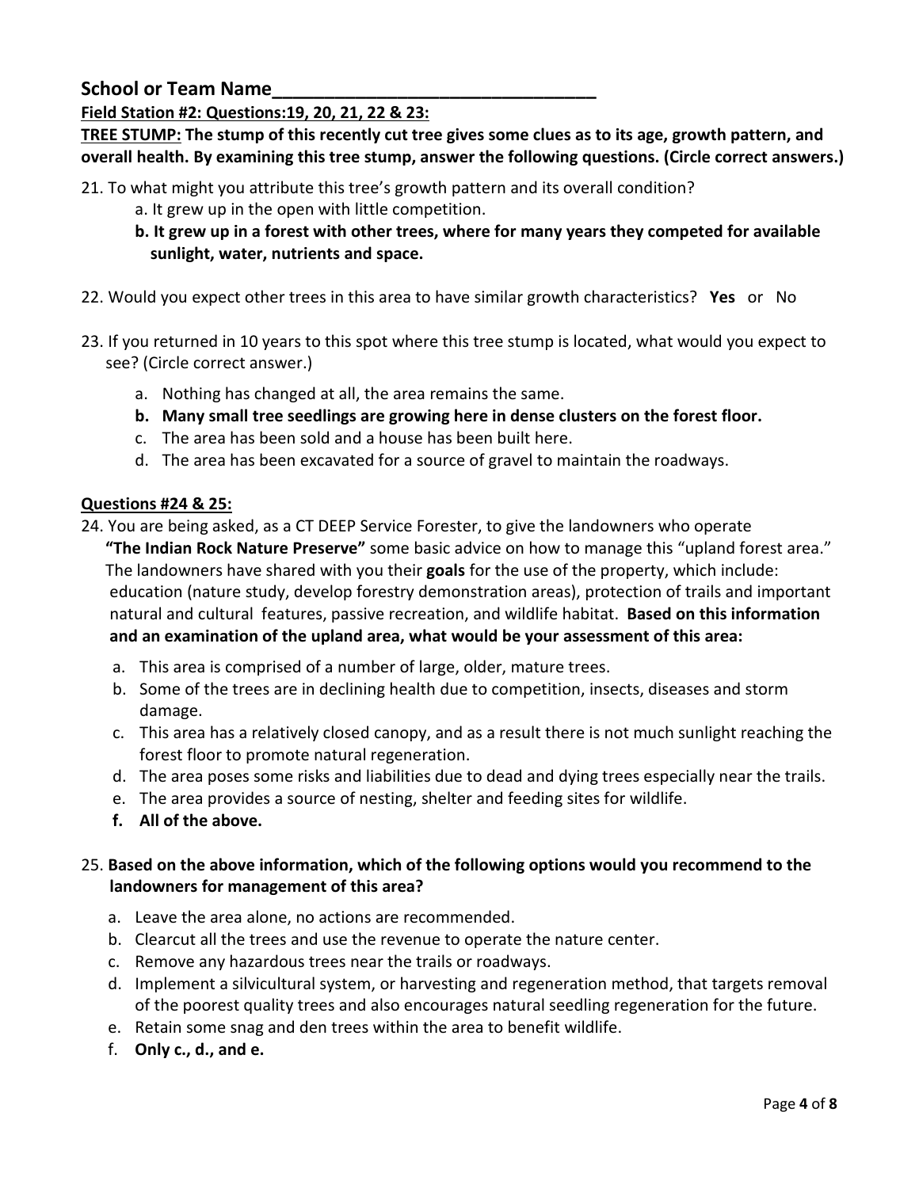## School or Team Name________________________________

**Field Station #2: Questions:19, 20, 21, 22 & 23:**

**TREE STUMP: The stump of this recently cut tree gives some clues as to its age, growth pattern, and overall health. By examining this tree stump, answer the following questions. (Circle correct answers.)**

21. To what might you attribute this tree's growth pattern and its overall condition?
    - a. It grew up in the open with little competition.
    - **b. It grew up in a forest with other trees, where for many years they competed for available sunlight, water, nutrients and space.**

22. Would you expect other trees in this area to have similar growth characteristics? **Yes** or No

23. If you returned in 10 years to this spot where this tree stump is located, what would you expect to see? (Circle correct answer.)
    - a. Nothing has changed at all, the area remains the same.
    - **b. Many small tree seedlings are growing here in dense clusters on the forest floor.**
    - c. The area has been sold and a house has been built here.
    - d. The area has been excavated for a source of gravel to maintain the roadways.

**Questions #24 & 25:**

24. You are being asked, as a CT DEEP Service Forester, to give the landowners who operate **"The Indian Rock Nature Preserve"** some basic advice on how to manage this "upland forest area." The landowners have shared with you their **goals** for the use of the property, which include: education (nature study, develop forestry demonstration areas), protection of trails and important natural and cultural features, passive recreation, and wildlife habitat. **Based on this information and an examination of the upland area, what would be your assessment of this area:**
    - a. This area is comprised of a number of large, older, mature trees.
    - b. Some of the trees are in declining health due to competition, insects, diseases and storm damage.
    - c. This area has a relatively closed canopy, and as a result there is not much sunlight reaching the forest floor to promote natural regeneration.
    - d. The area poses some risks and liabilities due to dead and dying trees especially near the trails.
    - e. The area provides a source of nesting, shelter and feeding sites for wildlife.
    - **f. All of the above.**

25. **Based on the above information, which of the following options would you recommend to the landowners for management of this area?**
    - a. Leave the area alone, no actions are recommended.
    - b. Clearcut all the trees and use the revenue to operate the nature center.
    - c. Remove any hazardous trees near the trails or roadways.
    - d. Implement a silvicultural system, or harvesting and regeneration method, that targets removal of the poorest quality trees and also encourages natural seedling regeneration for the future.
    - e. Retain some snag and den trees within the area to benefit wildlife.
    - f. **Only c., d., and e.**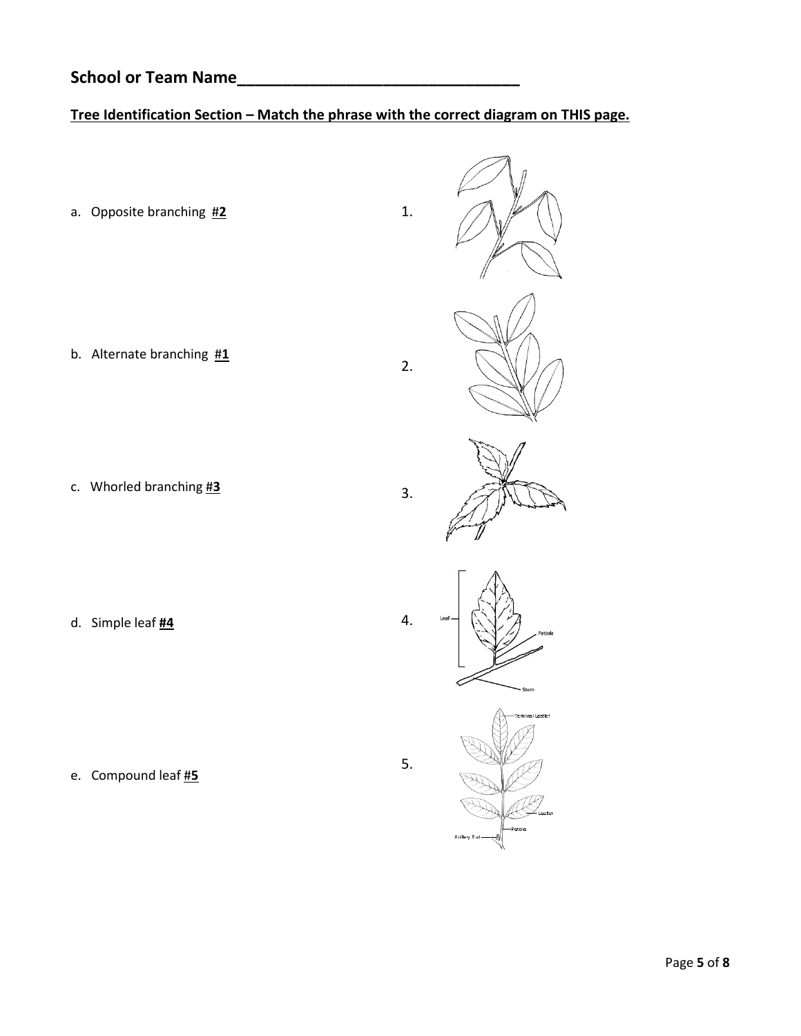## School or Team Name_______________________________

**Tree Identification Section – Match the phrase with the correct diagram on THIS page.**

a. Opposite branching #**2**

b. Alternate branching #**1**

c. Whorled branching #**3**

d. Simple leaf **#4**

e. Compound leaf #**5**

1.

2.

3.

4. Leaf, Petiole, Stem

5. Terminal Leaflet, Leaflet, Petiole, Axillary Bud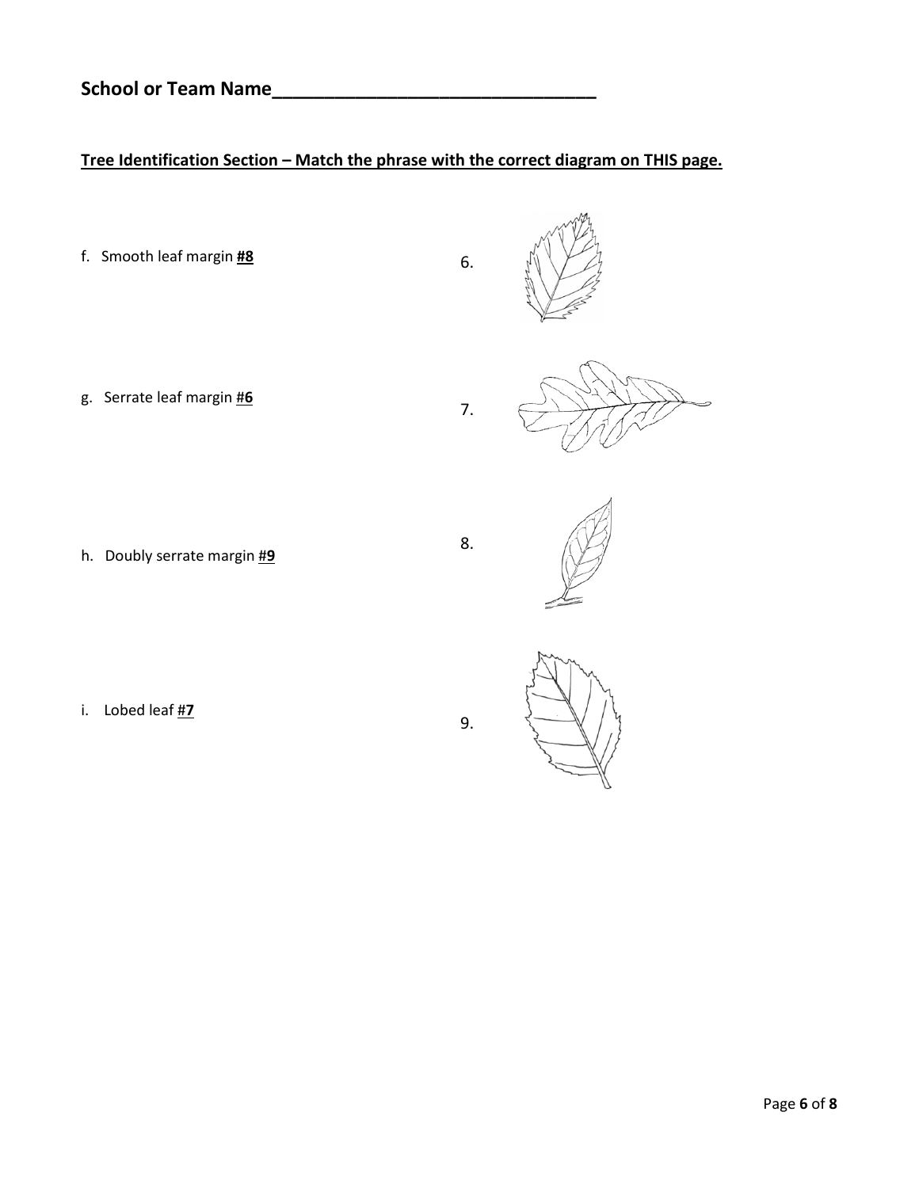**School or Team Name________________________________**

**Tree Identification Section – Match the phrase with the correct diagram on THIS page.**

f. Smooth leaf margin **#8**

6.

g. Serrate leaf margin #**6**

7.

h. Doubly serrate margin #**9**

8.

i. Lobed leaf #**7**

9.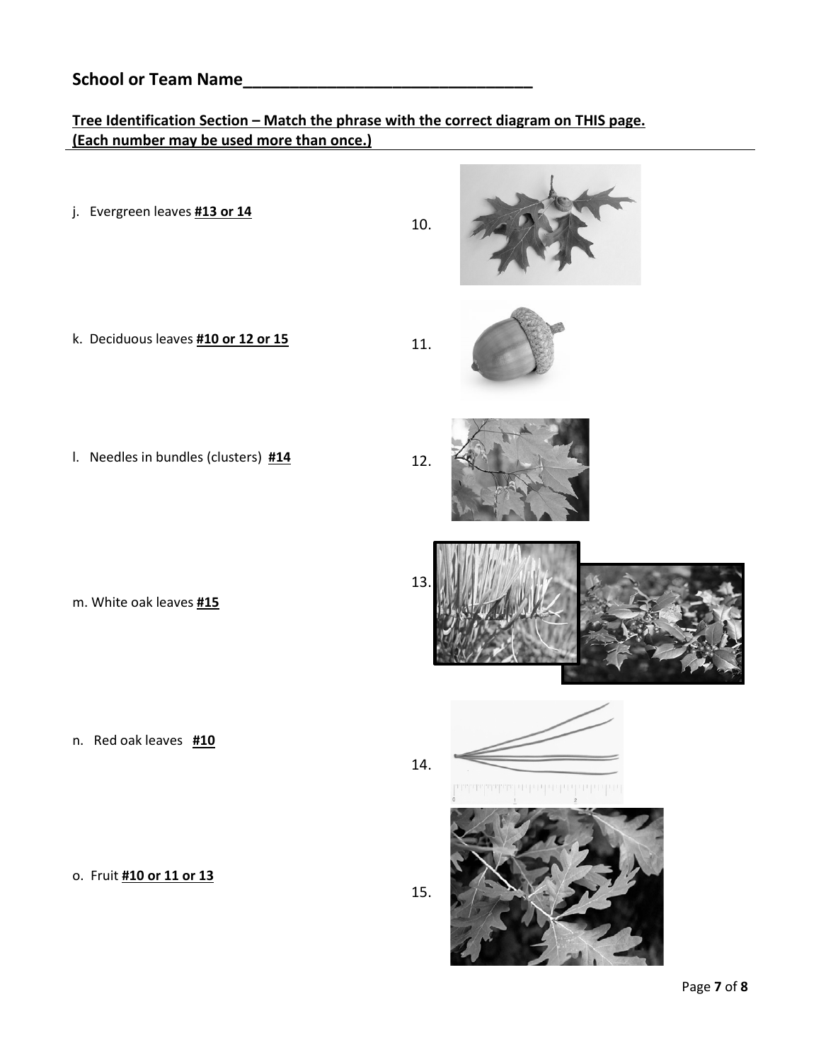**School or Team Name________________________________**

**Tree Identification Section – Match the phrase with the correct diagram on THIS page. (Each number may be used more than once.)**

j. Evergreen leaves **#13 or 14**

k. Deciduous leaves **#10 or 12 or 15**

l. Needles in bundles (clusters) **#14**

m. White oak leaves **#15**

n. Red oak leaves **#10**

o. Fruit **#10 or 11 or 13**

10.

11.

12.

13.

14.

15.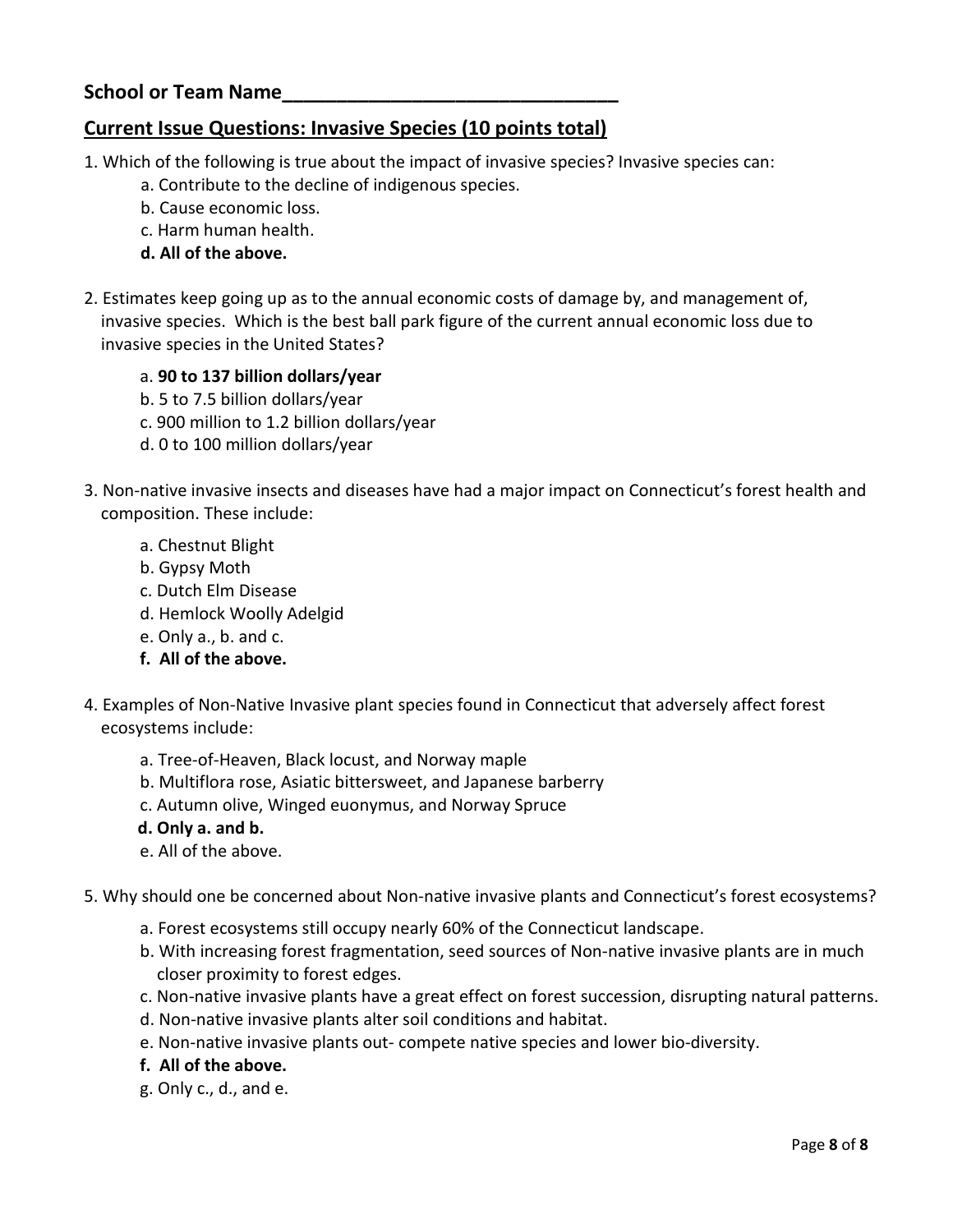**School or Team Name______________________________**

## Current Issue Questions: Invasive Species (10 points total)

1. Which of the following is true about the impact of invasive species? Invasive species can:
   - a. Contribute to the decline of indigenous species.
   - b. Cause economic loss.
   - c. Harm human health.
   - **d. All of the above.**

2. Estimates keep going up as to the annual economic costs of damage by, and management of, invasive species. Which is the best ball park figure of the current annual economic loss due to invasive species in the United States?
   - a. **90 to 137 billion dollars/year**
   - b. 5 to 7.5 billion dollars/year
   - c. 900 million to 1.2 billion dollars/year
   - d. 0 to 100 million dollars/year

3. Non-native invasive insects and diseases have had a major impact on Connecticut's forest health and composition. These include:
   - a. Chestnut Blight
   - b. Gypsy Moth
   - c. Dutch Elm Disease
   - d. Hemlock Woolly Adelgid
   - e. Only a., b. and c.
   - **f. All of the above.**

4. Examples of Non-Native Invasive plant species found in Connecticut that adversely affect forest ecosystems include:
   - a. Tree-of-Heaven, Black locust, and Norway maple
   - b. Multiflora rose, Asiatic bittersweet, and Japanese barberry
   - c. Autumn olive, Winged euonymus, and Norway Spruce
   - **d. Only a. and b.**
   - e. All of the above.

5. Why should one be concerned about Non-native invasive plants and Connecticut's forest ecosystems?
   - a. Forest ecosystems still occupy nearly 60% of the Connecticut landscape.
   - b. With increasing forest fragmentation, seed sources of Non-native invasive plants are in much closer proximity to forest edges.
   - c. Non-native invasive plants have a great effect on forest succession, disrupting natural patterns.
   - d. Non-native invasive plants alter soil conditions and habitat.
   - e. Non-native invasive plants out- compete native species and lower bio-diversity.
   - **f. All of the above.**
   - g. Only c., d., and e.